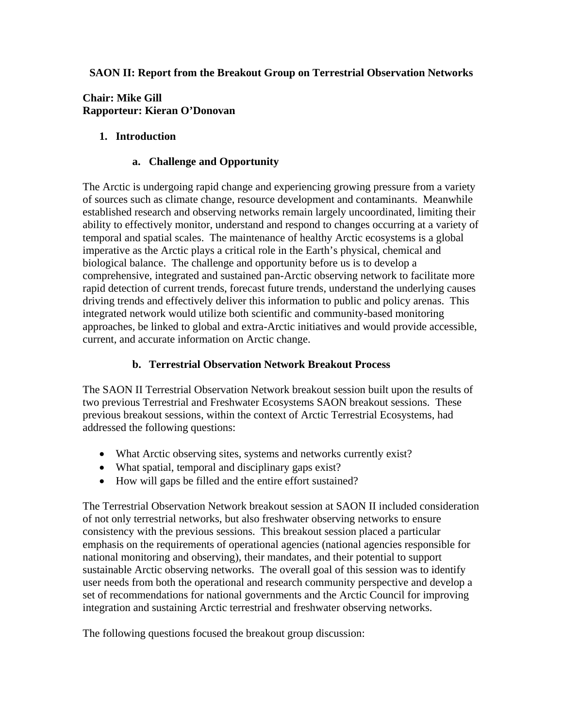# SAON II: Report from the Breakout Group on Terrestrial Observation Networks

**Chair: Mike Gill**
**Rapporteur: Kieran O'Donovan**

## 1. Introduction

### a. Challenge and Opportunity

The Arctic is undergoing rapid change and experiencing growing pressure from a variety of sources such as climate change, resource development and contaminants. Meanwhile established research and observing networks remain largely uncoordinated, limiting their ability to effectively monitor, understand and respond to changes occurring at a variety of temporal and spatial scales. The maintenance of healthy Arctic ecosystems is a global imperative as the Arctic plays a critical role in the Earth's physical, chemical and biological balance. The challenge and opportunity before us is to develop a comprehensive, integrated and sustained pan-Arctic observing network to facilitate more rapid detection of current trends, forecast future trends, understand the underlying causes driving trends and effectively deliver this information to public and policy arenas. This integrated network would utilize both scientific and community-based monitoring approaches, be linked to global and extra-Arctic initiatives and would provide accessible, current, and accurate information on Arctic change.

### b. Terrestrial Observation Network Breakout Process

The SAON II Terrestrial Observation Network breakout session built upon the results of two previous Terrestrial and Freshwater Ecosystems SAON breakout sessions. These previous breakout sessions, within the context of Arctic Terrestrial Ecosystems, had addressed the following questions:

- What Arctic observing sites, systems and networks currently exist?
- What spatial, temporal and disciplinary gaps exist?
- How will gaps be filled and the entire effort sustained?

The Terrestrial Observation Network breakout session at SAON II included consideration of not only terrestrial networks, but also freshwater observing networks to ensure consistency with the previous sessions. This breakout session placed a particular emphasis on the requirements of operational agencies (national agencies responsible for national monitoring and observing), their mandates, and their potential to support sustainable Arctic observing networks. The overall goal of this session was to identify user needs from both the operational and research community perspective and develop a set of recommendations for national governments and the Arctic Council for improving integration and sustaining Arctic terrestrial and freshwater observing networks.

The following questions focused the breakout group discussion: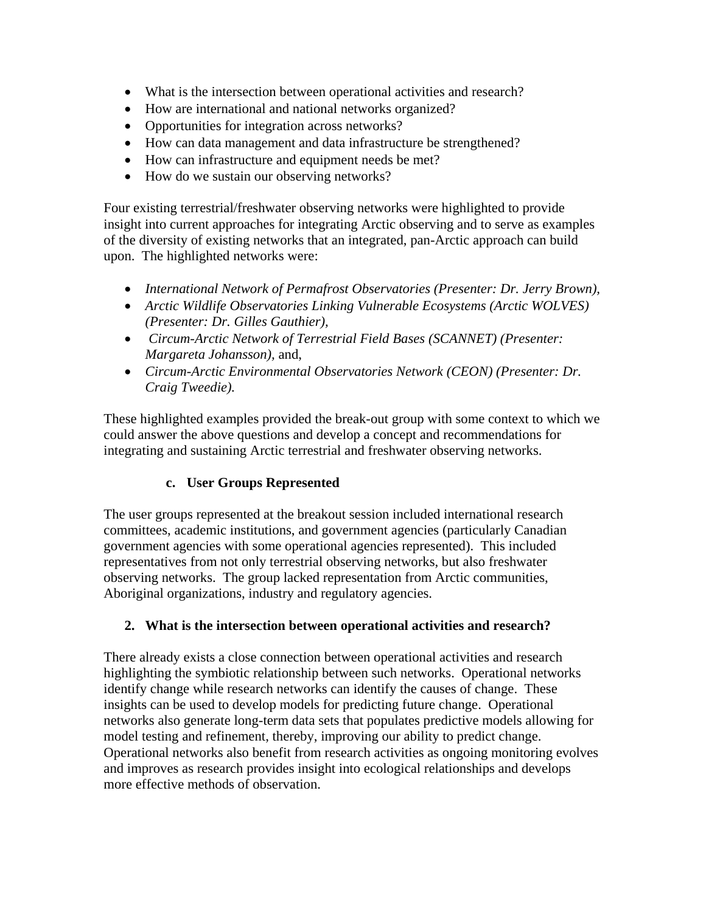- What is the intersection between operational activities and research?
- How are international and national networks organized?
- Opportunities for integration across networks?
- How can data management and data infrastructure be strengthened?
- How can infrastructure and equipment needs be met?
- How do we sustain our observing networks?

Four existing terrestrial/freshwater observing networks were highlighted to provide insight into current approaches for integrating Arctic observing and to serve as examples of the diversity of existing networks that an integrated, pan-Arctic approach can build upon. The highlighted networks were:

- *International Network of Permafrost Observatories (Presenter: Dr. Jerry Brown),*
- *Arctic Wildlife Observatories Linking Vulnerable Ecosystems (Arctic WOLVES) (Presenter: Dr. Gilles Gauthier),*
- *Circum-Arctic Network of Terrestrial Field Bases (SCANNET) (Presenter: Margareta Johansson),* and,
- *Circum-Arctic Environmental Observatories Network (CEON) (Presenter: Dr. Craig Tweedie).*

These highlighted examples provided the break-out group with some context to which we could answer the above questions and develop a concept and recommendations for integrating and sustaining Arctic terrestrial and freshwater observing networks.

### c. User Groups Represented

The user groups represented at the breakout session included international research committees, academic institutions, and government agencies (particularly Canadian government agencies with some operational agencies represented). This included representatives from not only terrestrial observing networks, but also freshwater observing networks. The group lacked representation from Arctic communities, Aboriginal organizations, industry and regulatory agencies.

## 2. What is the intersection between operational activities and research?

There already exists a close connection between operational activities and research highlighting the symbiotic relationship between such networks. Operational networks identify change while research networks can identify the causes of change. These insights can be used to develop models for predicting future change. Operational networks also generate long-term data sets that populates predictive models allowing for model testing and refinement, thereby, improving our ability to predict change. Operational networks also benefit from research activities as ongoing monitoring evolves and improves as research provides insight into ecological relationships and develops more effective methods of observation.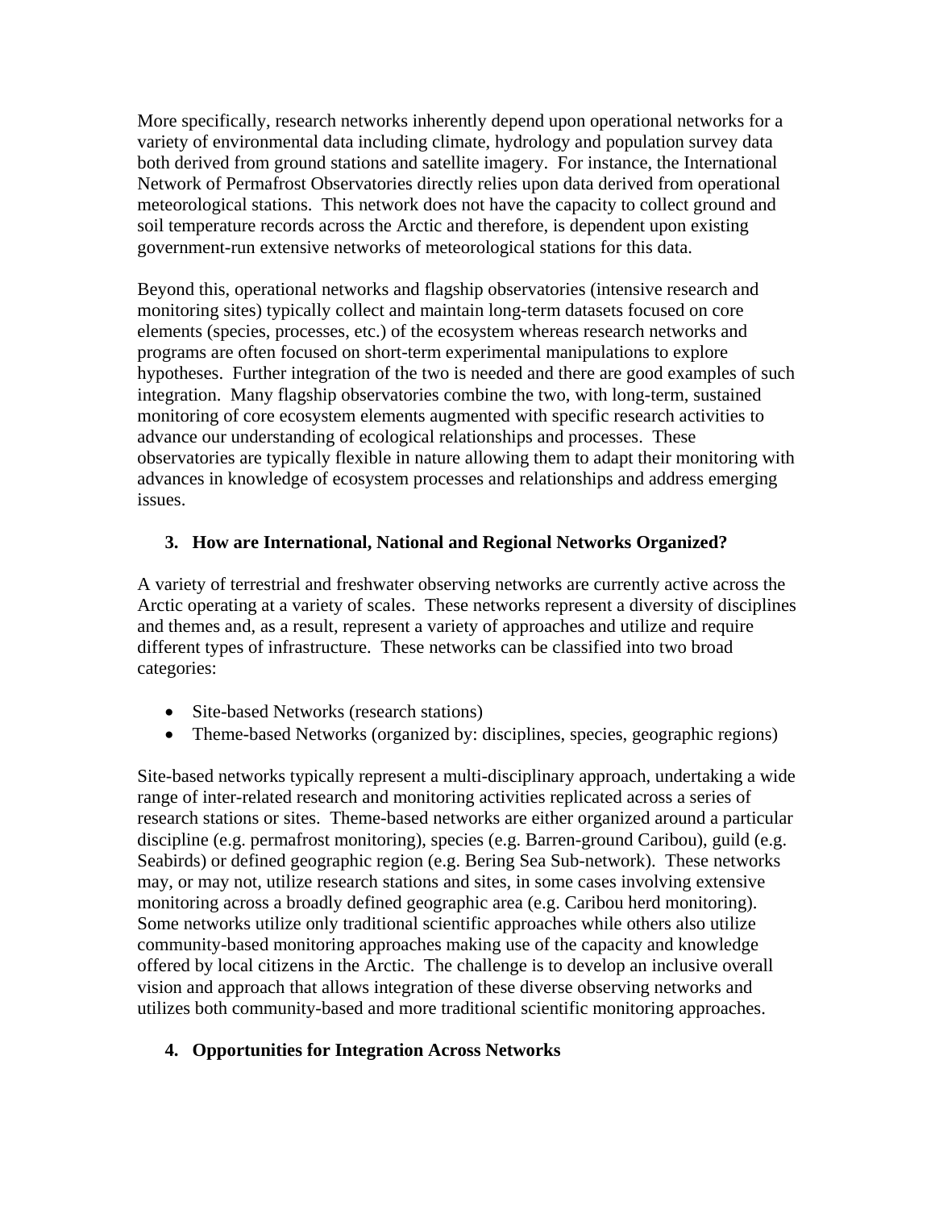More specifically, research networks inherently depend upon operational networks for a variety of environmental data including climate, hydrology and population survey data both derived from ground stations and satellite imagery. For instance, the International Network of Permafrost Observatories directly relies upon data derived from operational meteorological stations. This network does not have the capacity to collect ground and soil temperature records across the Arctic and therefore, is dependent upon existing government-run extensive networks of meteorological stations for this data.

Beyond this, operational networks and flagship observatories (intensive research and monitoring sites) typically collect and maintain long-term datasets focused on core elements (species, processes, etc.) of the ecosystem whereas research networks and programs are often focused on short-term experimental manipulations to explore hypotheses. Further integration of the two is needed and there are good examples of such integration. Many flagship observatories combine the two, with long-term, sustained monitoring of core ecosystem elements augmented with specific research activities to advance our understanding of ecological relationships and processes. These observatories are typically flexible in nature allowing them to adapt their monitoring with advances in knowledge of ecosystem processes and relationships and address emerging issues.

## 3. How are International, National and Regional Networks Organized?

A variety of terrestrial and freshwater observing networks are currently active across the Arctic operating at a variety of scales. These networks represent a diversity of disciplines and themes and, as a result, represent a variety of approaches and utilize and require different types of infrastructure. These networks can be classified into two broad categories:

- Site-based Networks (research stations)
- Theme-based Networks (organized by: disciplines, species, geographic regions)

Site-based networks typically represent a multi-disciplinary approach, undertaking a wide range of inter-related research and monitoring activities replicated across a series of research stations or sites. Theme-based networks are either organized around a particular discipline (e.g. permafrost monitoring), species (e.g. Barren-ground Caribou), guild (e.g. Seabirds) or defined geographic region (e.g. Bering Sea Sub-network). These networks may, or may not, utilize research stations and sites, in some cases involving extensive monitoring across a broadly defined geographic area (e.g. Caribou herd monitoring). Some networks utilize only traditional scientific approaches while others also utilize community-based monitoring approaches making use of the capacity and knowledge offered by local citizens in the Arctic. The challenge is to develop an inclusive overall vision and approach that allows integration of these diverse observing networks and utilizes both community-based and more traditional scientific monitoring approaches.

## 4. Opportunities for Integration Across Networks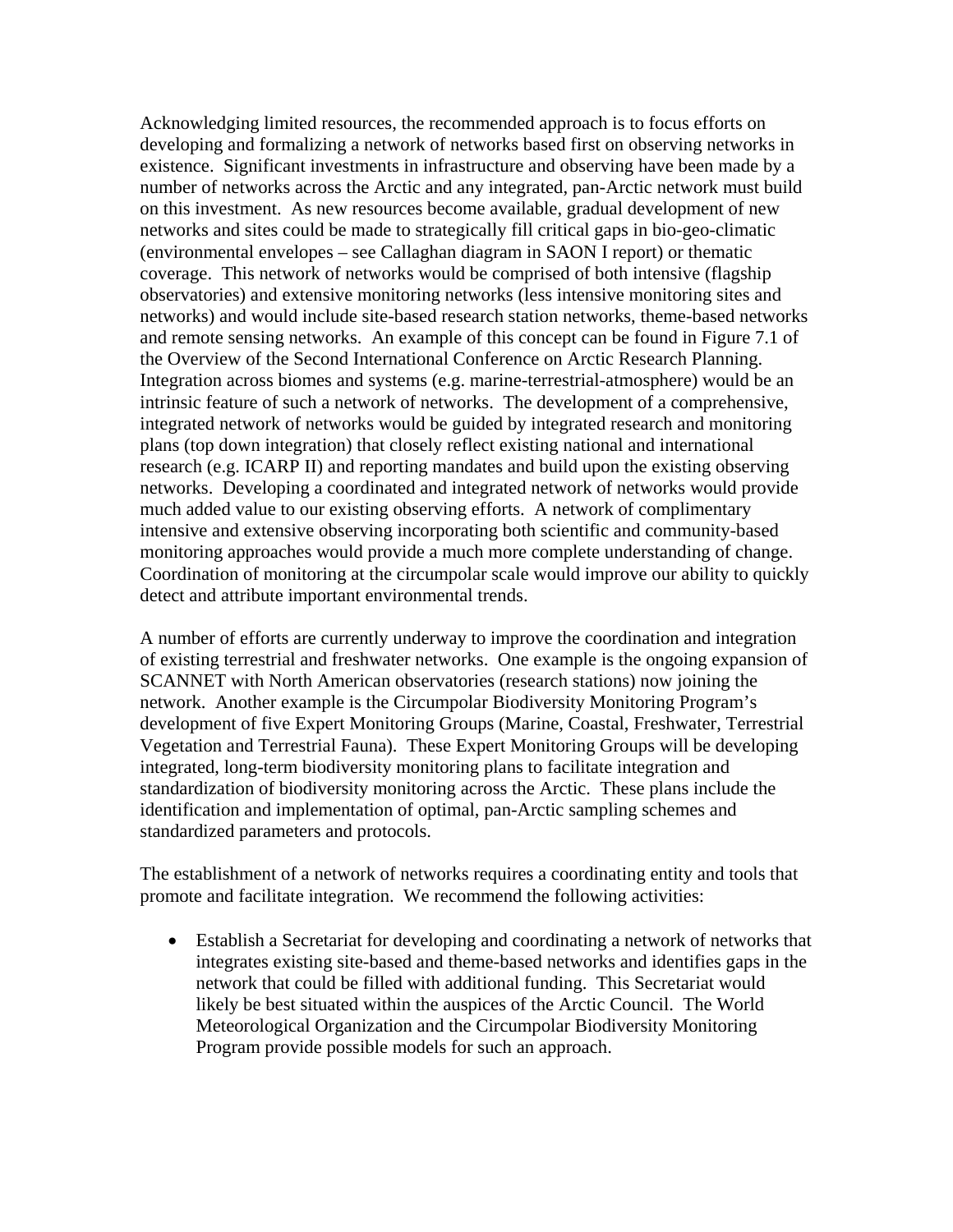Acknowledging limited resources, the recommended approach is to focus efforts on developing and formalizing a network of networks based first on observing networks in existence. Significant investments in infrastructure and observing have been made by a number of networks across the Arctic and any integrated, pan-Arctic network must build on this investment. As new resources become available, gradual development of new networks and sites could be made to strategically fill critical gaps in bio-geo-climatic (environmental envelopes – see Callaghan diagram in SAON I report) or thematic coverage. This network of networks would be comprised of both intensive (flagship observatories) and extensive monitoring networks (less intensive monitoring sites and networks) and would include site-based research station networks, theme-based networks and remote sensing networks. An example of this concept can be found in Figure 7.1 of the Overview of the Second International Conference on Arctic Research Planning. Integration across biomes and systems (e.g. marine-terrestrial-atmosphere) would be an intrinsic feature of such a network of networks. The development of a comprehensive, integrated network of networks would be guided by integrated research and monitoring plans (top down integration) that closely reflect existing national and international research (e.g. ICARP II) and reporting mandates and build upon the existing observing networks. Developing a coordinated and integrated network of networks would provide much added value to our existing observing efforts. A network of complimentary intensive and extensive observing incorporating both scientific and community-based monitoring approaches would provide a much more complete understanding of change. Coordination of monitoring at the circumpolar scale would improve our ability to quickly detect and attribute important environmental trends.

A number of efforts are currently underway to improve the coordination and integration of existing terrestrial and freshwater networks. One example is the ongoing expansion of SCANNET with North American observatories (research stations) now joining the network. Another example is the Circumpolar Biodiversity Monitoring Program's development of five Expert Monitoring Groups (Marine, Coastal, Freshwater, Terrestrial Vegetation and Terrestrial Fauna). These Expert Monitoring Groups will be developing integrated, long-term biodiversity monitoring plans to facilitate integration and standardization of biodiversity monitoring across the Arctic. These plans include the identification and implementation of optimal, pan-Arctic sampling schemes and standardized parameters and protocols.

The establishment of a network of networks requires a coordinating entity and tools that promote and facilitate integration. We recommend the following activities:

- Establish a Secretariat for developing and coordinating a network of networks that integrates existing site-based and theme-based networks and identifies gaps in the network that could be filled with additional funding. This Secretariat would likely be best situated within the auspices of the Arctic Council. The World Meteorological Organization and the Circumpolar Biodiversity Monitoring Program provide possible models for such an approach.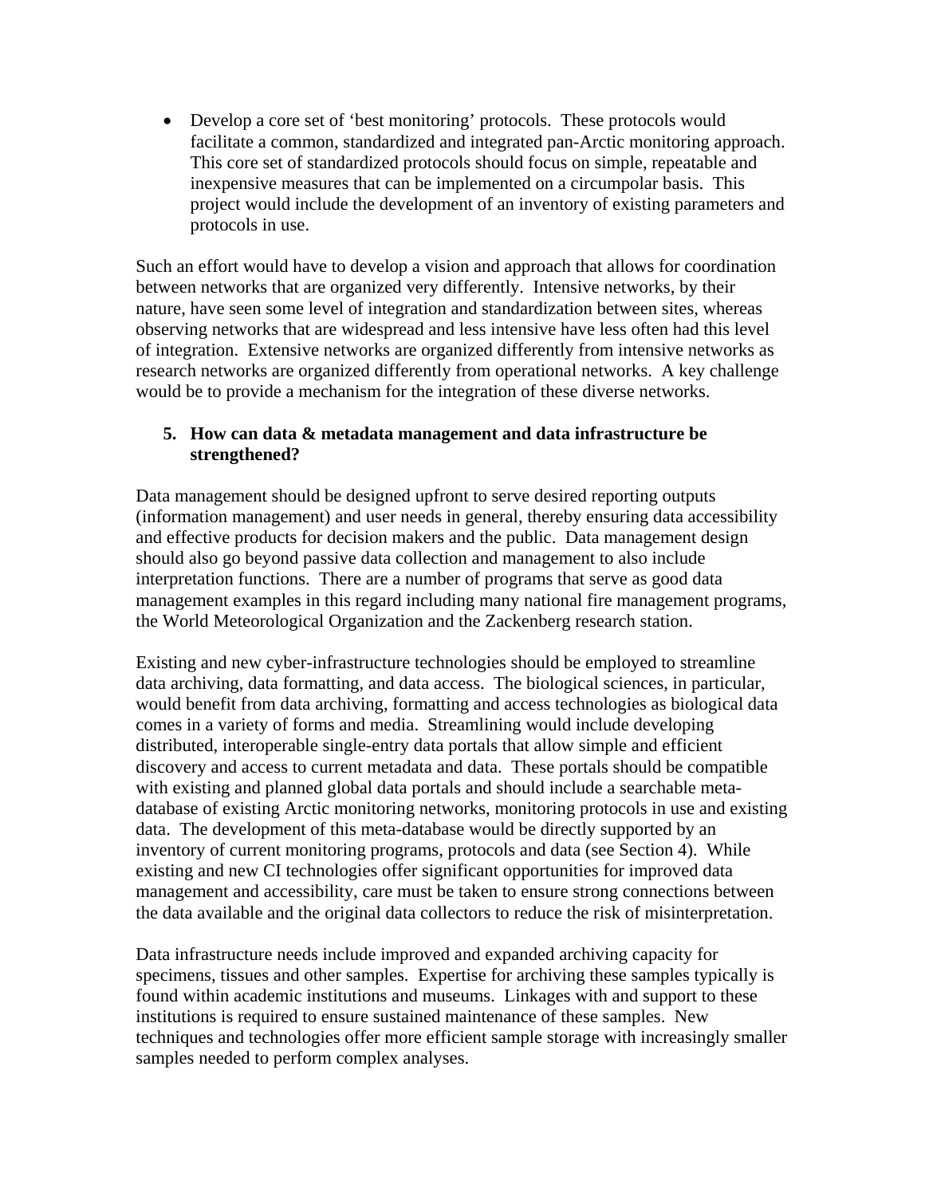- Develop a core set of 'best monitoring' protocols. These protocols would facilitate a common, standardized and integrated pan-Arctic monitoring approach. This core set of standardized protocols should focus on simple, repeatable and inexpensive measures that can be implemented on a circumpolar basis. This project would include the development of an inventory of existing parameters and protocols in use.

Such an effort would have to develop a vision and approach that allows for coordination between networks that are organized very differently. Intensive networks, by their nature, have seen some level of integration and standardization between sites, whereas observing networks that are widespread and less intensive have less often had this level of integration. Extensive networks are organized differently from intensive networks as research networks are organized differently from operational networks. A key challenge would be to provide a mechanism for the integration of these diverse networks.

**5. How can data & metadata management and data infrastructure be strengthened?**

Data management should be designed upfront to serve desired reporting outputs (information management) and user needs in general, thereby ensuring data accessibility and effective products for decision makers and the public. Data management design should also go beyond passive data collection and management to also include interpretation functions. There are a number of programs that serve as good data management examples in this regard including many national fire management programs, the World Meteorological Organization and the Zackenberg research station.

Existing and new cyber-infrastructure technologies should be employed to streamline data archiving, data formatting, and data access. The biological sciences, in particular, would benefit from data archiving, formatting and access technologies as biological data comes in a variety of forms and media. Streamlining would include developing distributed, interoperable single-entry data portals that allow simple and efficient discovery and access to current metadata and data. These portals should be compatible with existing and planned global data portals and should include a searchable meta-database of existing Arctic monitoring networks, monitoring protocols in use and existing data. The development of this meta-database would be directly supported by an inventory of current monitoring programs, protocols and data (see Section 4). While existing and new CI technologies offer significant opportunities for improved data management and accessibility, care must be taken to ensure strong connections between the data available and the original data collectors to reduce the risk of misinterpretation.

Data infrastructure needs include improved and expanded archiving capacity for specimens, tissues and other samples. Expertise for archiving these samples typically is found within academic institutions and museums. Linkages with and support to these institutions is required to ensure sustained maintenance of these samples. New techniques and technologies offer more efficient sample storage with increasingly smaller samples needed to perform complex analyses.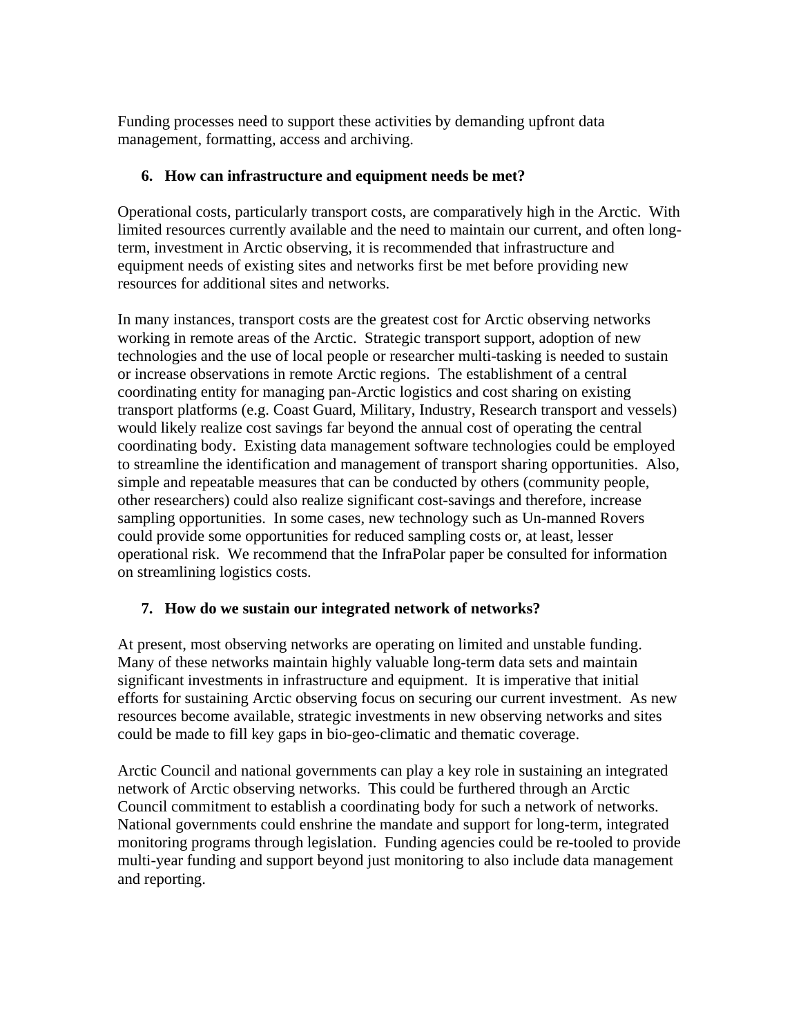Funding processes need to support these activities by demanding upfront data management, formatting, access and archiving.

## 6. How can infrastructure and equipment needs be met?

Operational costs, particularly transport costs, are comparatively high in the Arctic. With limited resources currently available and the need to maintain our current, and often long-term, investment in Arctic observing, it is recommended that infrastructure and equipment needs of existing sites and networks first be met before providing new resources for additional sites and networks.

In many instances, transport costs are the greatest cost for Arctic observing networks working in remote areas of the Arctic. Strategic transport support, adoption of new technologies and the use of local people or researcher multi-tasking is needed to sustain or increase observations in remote Arctic regions. The establishment of a central coordinating entity for managing pan-Arctic logistics and cost sharing on existing transport platforms (e.g. Coast Guard, Military, Industry, Research transport and vessels) would likely realize cost savings far beyond the annual cost of operating the central coordinating body. Existing data management software technologies could be employed to streamline the identification and management of transport sharing opportunities. Also, simple and repeatable measures that can be conducted by others (community people, other researchers) could also realize significant cost-savings and therefore, increase sampling opportunities. In some cases, new technology such as Un-manned Rovers could provide some opportunities for reduced sampling costs or, at least, lesser operational risk. We recommend that the InfraPolar paper be consulted for information on streamlining logistics costs.

## 7. How do we sustain our integrated network of networks?

At present, most observing networks are operating on limited and unstable funding. Many of these networks maintain highly valuable long-term data sets and maintain significant investments in infrastructure and equipment. It is imperative that initial efforts for sustaining Arctic observing focus on securing our current investment. As new resources become available, strategic investments in new observing networks and sites could be made to fill key gaps in bio-geo-climatic and thematic coverage.

Arctic Council and national governments can play a key role in sustaining an integrated network of Arctic observing networks. This could be furthered through an Arctic Council commitment to establish a coordinating body for such a network of networks. National governments could enshrine the mandate and support for long-term, integrated monitoring programs through legislation. Funding agencies could be re-tooled to provide multi-year funding and support beyond just monitoring to also include data management and reporting.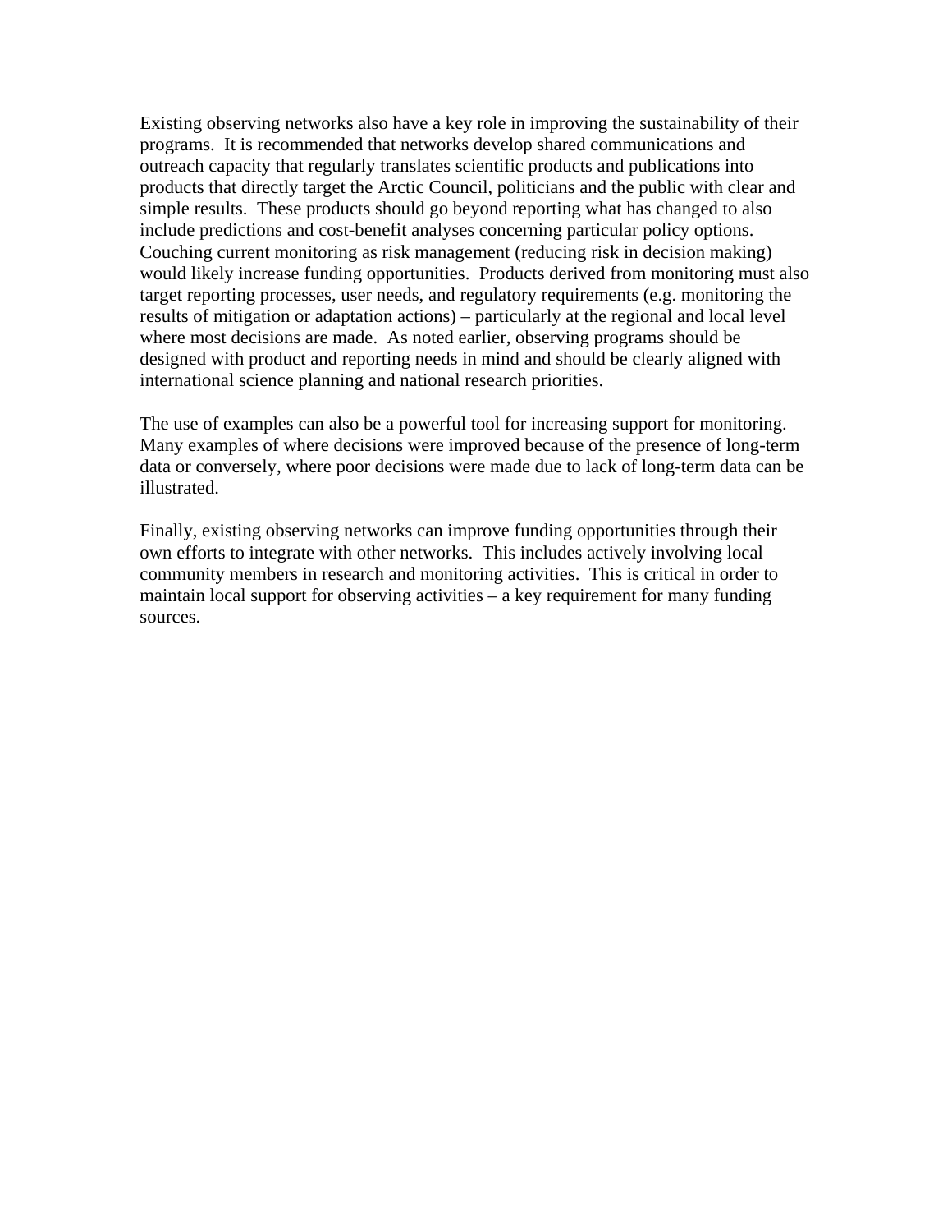Existing observing networks also have a key role in improving the sustainability of their programs. It is recommended that networks develop shared communications and outreach capacity that regularly translates scientific products and publications into products that directly target the Arctic Council, politicians and the public with clear and simple results. These products should go beyond reporting what has changed to also include predictions and cost-benefit analyses concerning particular policy options. Couching current monitoring as risk management (reducing risk in decision making) would likely increase funding opportunities. Products derived from monitoring must also target reporting processes, user needs, and regulatory requirements (e.g. monitoring the results of mitigation or adaptation actions) – particularly at the regional and local level where most decisions are made. As noted earlier, observing programs should be designed with product and reporting needs in mind and should be clearly aligned with international science planning and national research priorities.

The use of examples can also be a powerful tool for increasing support for monitoring. Many examples of where decisions were improved because of the presence of long-term data or conversely, where poor decisions were made due to lack of long-term data can be illustrated.

Finally, existing observing networks can improve funding opportunities through their own efforts to integrate with other networks. This includes actively involving local community members in research and monitoring activities. This is critical in order to maintain local support for observing activities – a key requirement for many funding sources.